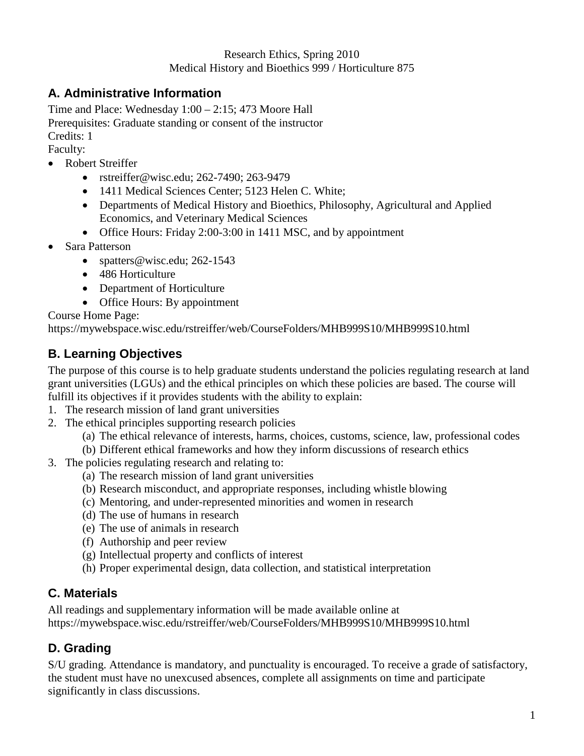Research Ethics, Spring 2010
Medical History and Bioethics 999 / Horticulture 875

## A. Administrative Information

Time and Place: Wednesday 1:00 – 2:15; 473 Moore Hall
Prerequisites: Graduate standing or consent of the instructor
Credits: 1
Faculty:

- Robert Streiffer
    - rstreiffer@wisc.edu; 262-7490; 263-9479
    - 1411 Medical Sciences Center; 5123 Helen C. White;
    - Departments of Medical History and Bioethics, Philosophy, Agricultural and Applied Economics, and Veterinary Medical Sciences
    - Office Hours: Friday 2:00-3:00 in 1411 MSC, and by appointment
- Sara Patterson
    - spatters@wisc.edu; 262-1543
    - 486 Horticulture
    - Department of Horticulture
    - Office Hours: By appointment

Course Home Page:
https://mywebspace.wisc.edu/rstreiffer/web/CourseFolders/MHB999S10/MHB999S10.html

## B. Learning Objectives

The purpose of this course is to help graduate students understand the policies regulating research at land grant universities (LGUs) and the ethical principles on which these policies are based. The course will fulfill its objectives if it provides students with the ability to explain:

1. The research mission of land grant universities
2. The ethical principles supporting research policies
    (a) The ethical relevance of interests, harms, choices, customs, science, law, professional codes
    (b) Different ethical frameworks and how they inform discussions of research ethics
3. The policies regulating research and relating to:
    (a) The research mission of land grant universities
    (b) Research misconduct, and appropriate responses, including whistle blowing
    (c) Mentoring, and under-represented minorities and women in research
    (d) The use of humans in research
    (e) The use of animals in research
    (f) Authorship and peer review
    (g) Intellectual property and conflicts of interest
    (h) Proper experimental design, data collection, and statistical interpretation

## C. Materials

All readings and supplementary information will be made available online at
https://mywebspace.wisc.edu/rstreiffer/web/CourseFolders/MHB999S10/MHB999S10.html

## D. Grading

S/U grading. Attendance is mandatory, and punctuality is encouraged. To receive a grade of satisfactory, the student must have no unexcused absences, complete all assignments on time and participate significantly in class discussions.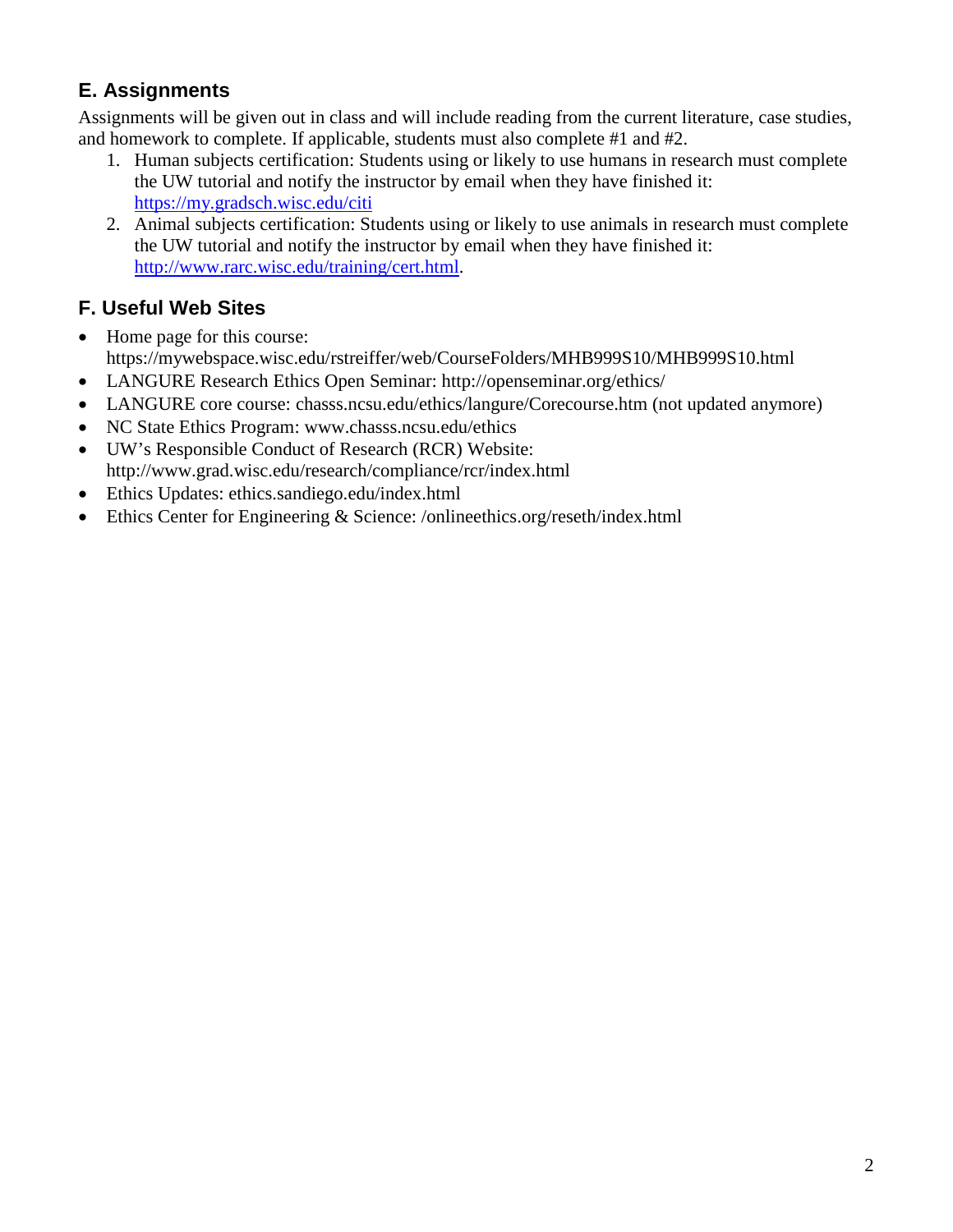## E. Assignments

Assignments will be given out in class and will include reading from the current literature, case studies, and homework to complete. If applicable, students must also complete #1 and #2.

1. Human subjects certification: Students using or likely to use humans in research must complete the UW tutorial and notify the instructor by email when they have finished it: [https://my.gradsch.wisc.edu/citi](https://my.gradsch.wisc.edu/citi)
2. Animal subjects certification: Students using or likely to use animals in research must complete the UW tutorial and notify the instructor by email when they have finished it: [http://www.rarc.wisc.edu/training/cert.html](http://www.rarc.wisc.edu/training/cert.html).

## F. Useful Web Sites

- Home page for this course: https://mywebspace.wisc.edu/rstreiffer/web/CourseFolders/MHB999S10/MHB999S10.html
- LANGURE Research Ethics Open Seminar: http://openseminar.org/ethics/
- LANGURE core course: chasss.ncsu.edu/ethics/langure/Corecourse.htm (not updated anymore)
- NC State Ethics Program: www.chasss.ncsu.edu/ethics
- UW's Responsible Conduct of Research (RCR) Website: http://www.grad.wisc.edu/research/compliance/rcr/index.html
- Ethics Updates: ethics.sandiego.edu/index.html
- Ethics Center for Engineering & Science: /onlineethics.org/reseth/index.html